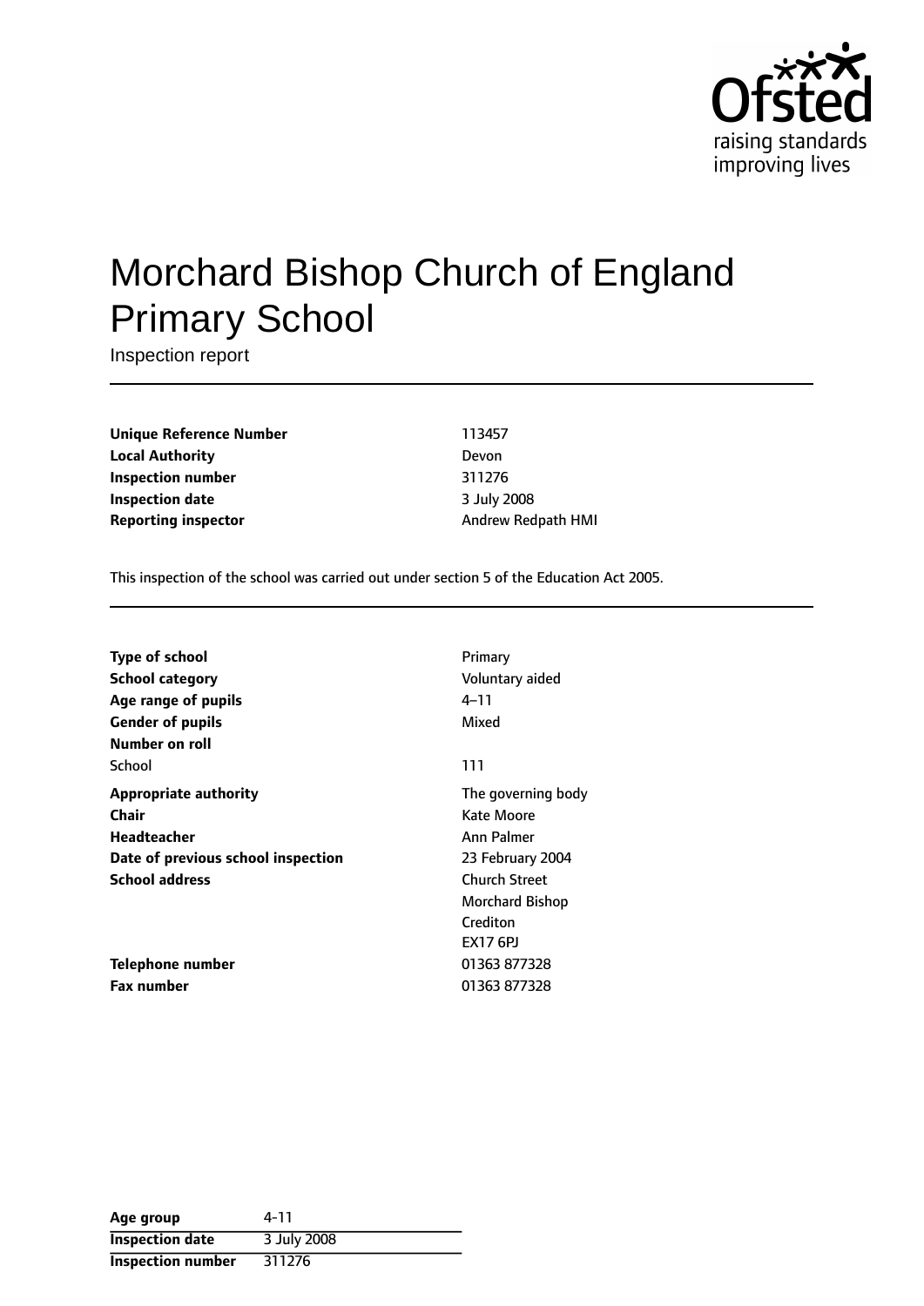Ofsted
raising standards
improving lives

# Morchard Bishop Church of England Primary School

Inspection report

| | |
|---|---|
| **Unique Reference Number** | 113457 |
| **Local Authority** | Devon |
| **Inspection number** | 311276 |
| **Inspection date** | 3 July 2008 |
| **Reporting inspector** | Andrew Redpath HMI |

This inspection of the school was carried out under section 5 of the Education Act 2005.

| | |
|---|---|
| **Type of school** | Primary |
| **School category** | Voluntary aided |
| **Age range of pupils** | 4–11 |
| **Gender of pupils** | Mixed |
| **Number on roll** | |
| School | 111 |
| **Appropriate authority** | The governing body |
| **Chair** | Kate Moore |
| **Headteacher** | Ann Palmer |
| **Date of previous school inspection** | 23 February 2004 |
| **School address** | Church Street<br>Morchard Bishop<br>Crediton<br>EX17 6PJ |
| **Telephone number** | 01363 877328 |
| **Fax number** | 01363 877328 |

| | |
|---|---|
| **Age group** | 4-11 |
| **Inspection date** | 3 July 2008 |
| **Inspection number** | 311276 |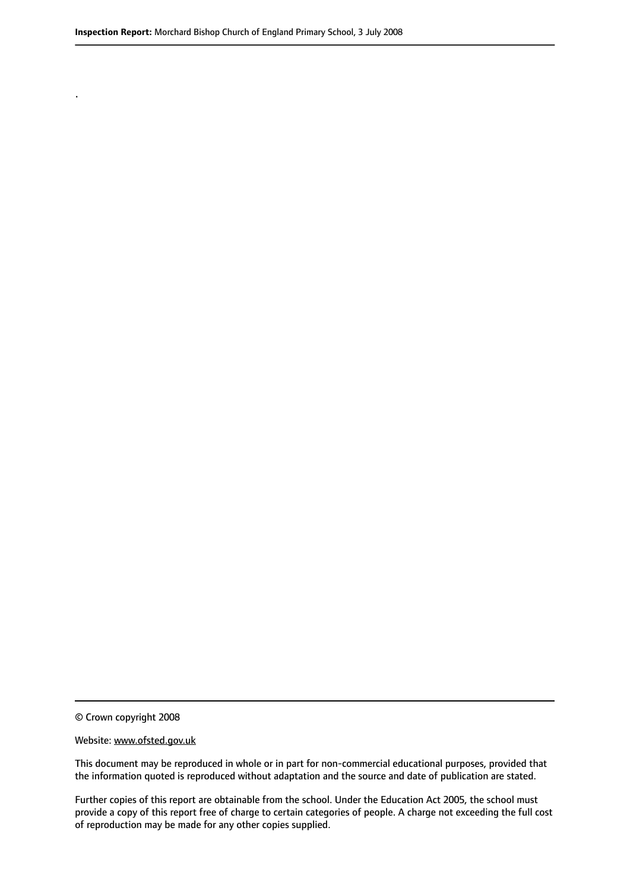.

© Crown copyright 2008

Website: www.ofsted.gov.uk

This document may be reproduced in whole or in part for non-commercial educational purposes, provided that the information quoted is reproduced without adaptation and the source and date of publication are stated.

Further copies of this report are obtainable from the school. Under the Education Act 2005, the school must provide a copy of this report free of charge to certain categories of people. A charge not exceeding the full cost of reproduction may be made for any other copies supplied.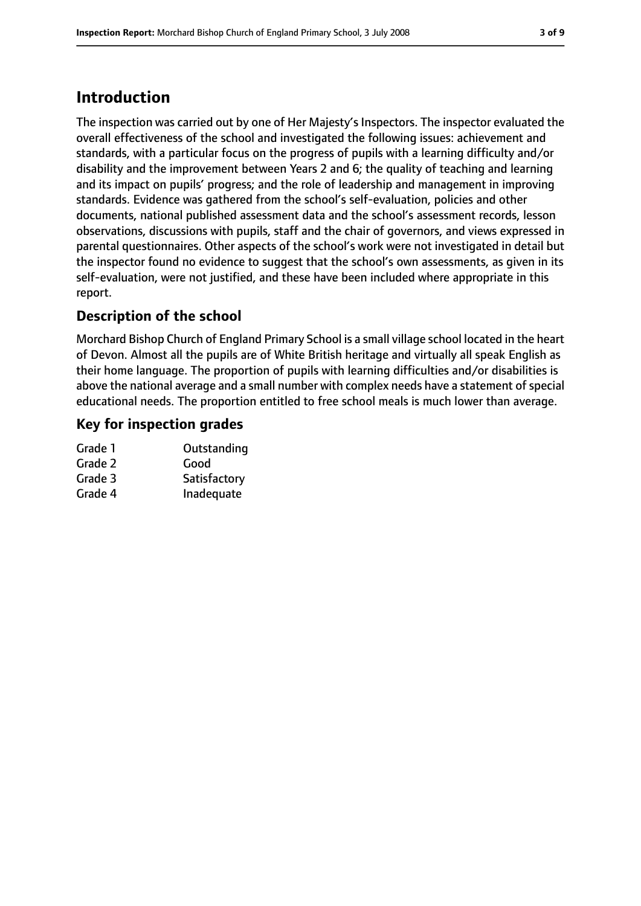# Introduction

The inspection was carried out by one of Her Majesty's Inspectors. The inspector evaluated the overall effectiveness of the school and investigated the following issues: achievement and standards, with a particular focus on the progress of pupils with a learning difficulty and/or disability and the improvement between Years 2 and 6; the quality of teaching and learning and its impact on pupils' progress; and the role of leadership and management in improving standards. Evidence was gathered from the school's self-evaluation, policies and other documents, national published assessment data and the school's assessment records, lesson observations, discussions with pupils, staff and the chair of governors, and views expressed in parental questionnaires. Other aspects of the school's work were not investigated in detail but the inspector found no evidence to suggest that the school's own assessments, as given in its self-evaluation, were not justified, and these have been included where appropriate in this report.

## Description of the school

Morchard Bishop Church of England Primary School is a small village school located in the heart of Devon. Almost all the pupils are of White British heritage and virtually all speak English as their home language. The proportion of pupils with learning difficulties and/or disabilities is above the national average and a small number with complex needs have a statement of special educational needs. The proportion entitled to free school meals is much lower than average.

## Key for inspection grades

| | |
|---|---|
| Grade 1 | Outstanding |
| Grade 2 | Good |
| Grade 3 | Satisfactory |
| Grade 4 | Inadequate |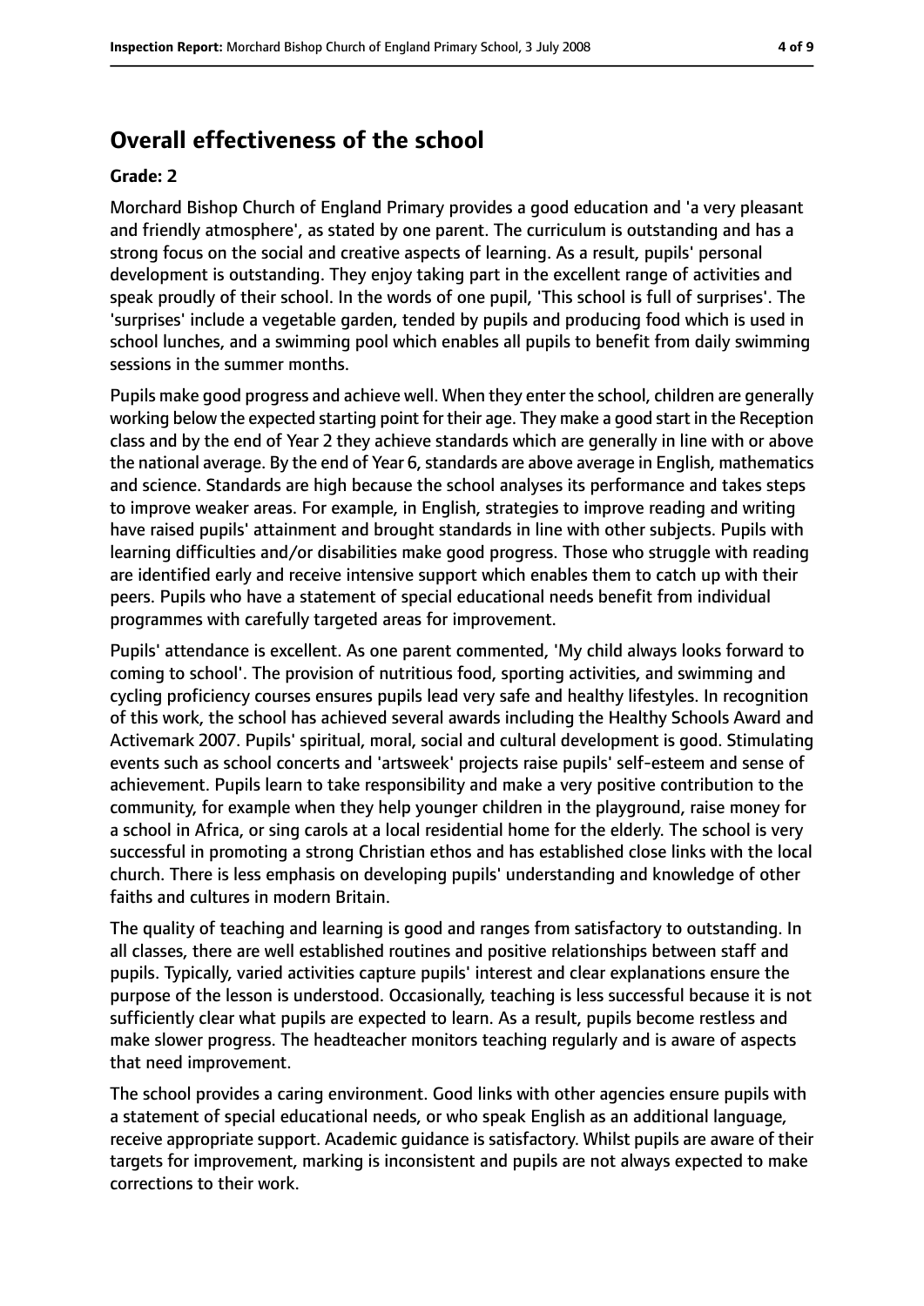## Overall effectiveness of the school

**Grade: 2**

Morchard Bishop Church of England Primary provides a good education and 'a very pleasant and friendly atmosphere', as stated by one parent. The curriculum is outstanding and has a strong focus on the social and creative aspects of learning. As a result, pupils' personal development is outstanding. They enjoy taking part in the excellent range of activities and speak proudly of their school. In the words of one pupil, 'This school is full of surprises'. The 'surprises' include a vegetable garden, tended by pupils and producing food which is used in school lunches, and a swimming pool which enables all pupils to benefit from daily swimming sessions in the summer months.

Pupils make good progress and achieve well. When they enter the school, children are generally working below the expected starting point for their age. They make a good start in the Reception class and by the end of Year 2 they achieve standards which are generally in line with or above the national average. By the end of Year 6, standards are above average in English, mathematics and science. Standards are high because the school analyses its performance and takes steps to improve weaker areas. For example, in English, strategies to improve reading and writing have raised pupils' attainment and brought standards in line with other subjects. Pupils with learning difficulties and/or disabilities make good progress. Those who struggle with reading are identified early and receive intensive support which enables them to catch up with their peers. Pupils who have a statement of special educational needs benefit from individual programmes with carefully targeted areas for improvement.

Pupils' attendance is excellent. As one parent commented, 'My child always looks forward to coming to school'. The provision of nutritious food, sporting activities, and swimming and cycling proficiency courses ensures pupils lead very safe and healthy lifestyles. In recognition of this work, the school has achieved several awards including the Healthy Schools Award and Activemark 2007. Pupils' spiritual, moral, social and cultural development is good. Stimulating events such as school concerts and 'artsweek' projects raise pupils' self-esteem and sense of achievement. Pupils learn to take responsibility and make a very positive contribution to the community, for example when they help younger children in the playground, raise money for a school in Africa, or sing carols at a local residential home for the elderly. The school is very successful in promoting a strong Christian ethos and has established close links with the local church. There is less emphasis on developing pupils' understanding and knowledge of other faiths and cultures in modern Britain.

The quality of teaching and learning is good and ranges from satisfactory to outstanding. In all classes, there are well established routines and positive relationships between staff and pupils. Typically, varied activities capture pupils' interest and clear explanations ensure the purpose of the lesson is understood. Occasionally, teaching is less successful because it is not sufficiently clear what pupils are expected to learn. As a result, pupils become restless and make slower progress. The headteacher monitors teaching regularly and is aware of aspects that need improvement.

The school provides a caring environment. Good links with other agencies ensure pupils with a statement of special educational needs, or who speak English as an additional language, receive appropriate support. Academic guidance is satisfactory. Whilst pupils are aware of their targets for improvement, marking is inconsistent and pupils are not always expected to make corrections to their work.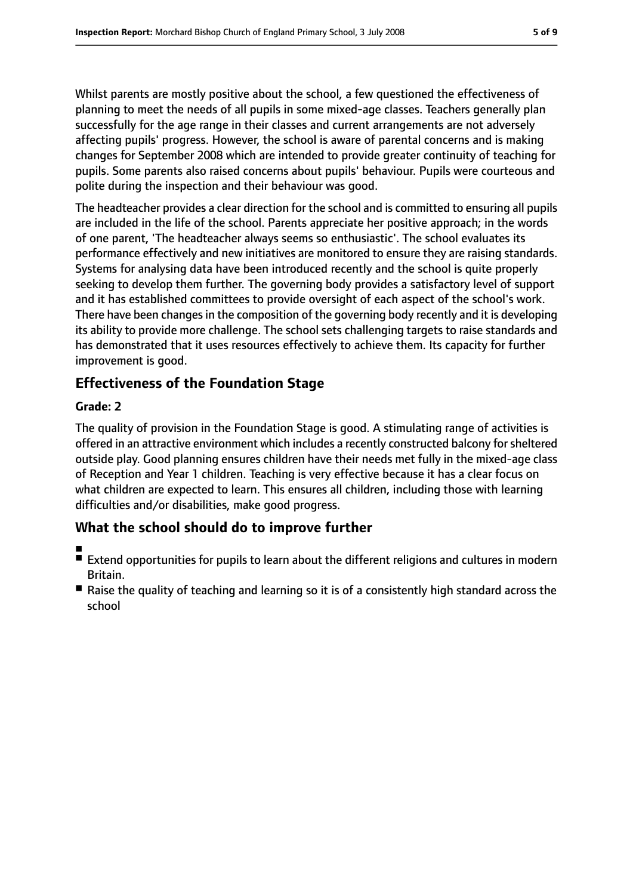Whilst parents are mostly positive about the school, a few questioned the effectiveness of planning to meet the needs of all pupils in some mixed-age classes. Teachers generally plan successfully for the age range in their classes and current arrangements are not adversely affecting pupils' progress. However, the school is aware of parental concerns and is making changes for September 2008 which are intended to provide greater continuity of teaching for pupils. Some parents also raised concerns about pupils' behaviour. Pupils were courteous and polite during the inspection and their behaviour was good.

The headteacher provides a clear direction for the school and is committed to ensuring all pupils are included in the life of the school. Parents appreciate her positive approach; in the words of one parent, 'The headteacher always seems so enthusiastic'. The school evaluates its performance effectively and new initiatives are monitored to ensure they are raising standards. Systems for analysing data have been introduced recently and the school is quite properly seeking to develop them further. The governing body provides a satisfactory level of support and it has established committees to provide oversight of each aspect of the school's work. There have been changes in the composition of the governing body recently and it is developing its ability to provide more challenge. The school sets challenging targets to raise standards and has demonstrated that it uses resources effectively to achieve them. Its capacity for further improvement is good.

## Effectiveness of the Foundation Stage

**Grade: 2**

The quality of provision in the Foundation Stage is good. A stimulating range of activities is offered in an attractive environment which includes a recently constructed balcony for sheltered outside play. Good planning ensures children have their needs met fully in the mixed-age class of Reception and Year 1 children. Teaching is very effective because it has a clear focus on what children are expected to learn. This ensures all children, including those with learning difficulties and/or disabilities, make good progress.

## What the school should do to improve further

- Extend opportunities for pupils to learn about the different religions and cultures in modern Britain.
- Raise the quality of teaching and learning so it is of a consistently high standard across the school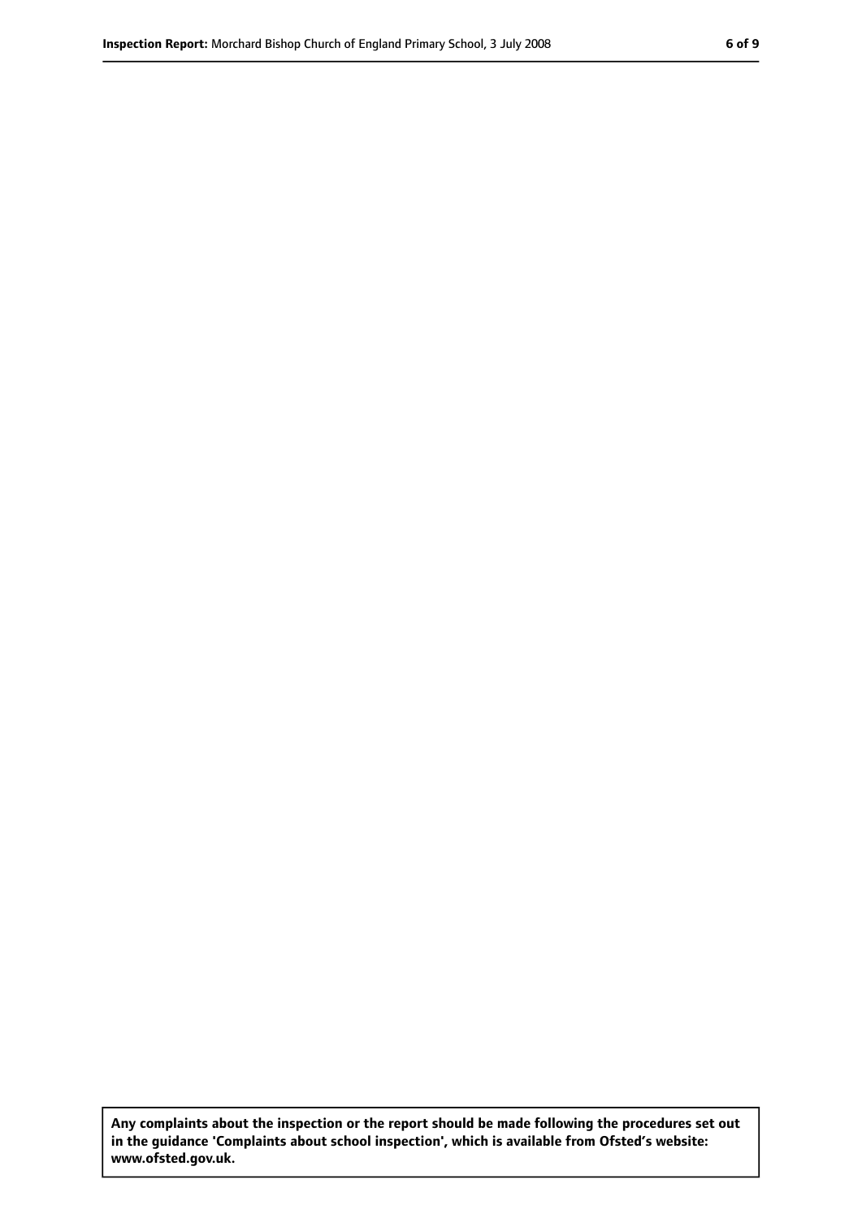**Any complaints about the inspection or the report should be made following the procedures set out in the guidance 'Complaints about school inspection', which is available from Ofsted's website: www.ofsted.gov.uk.**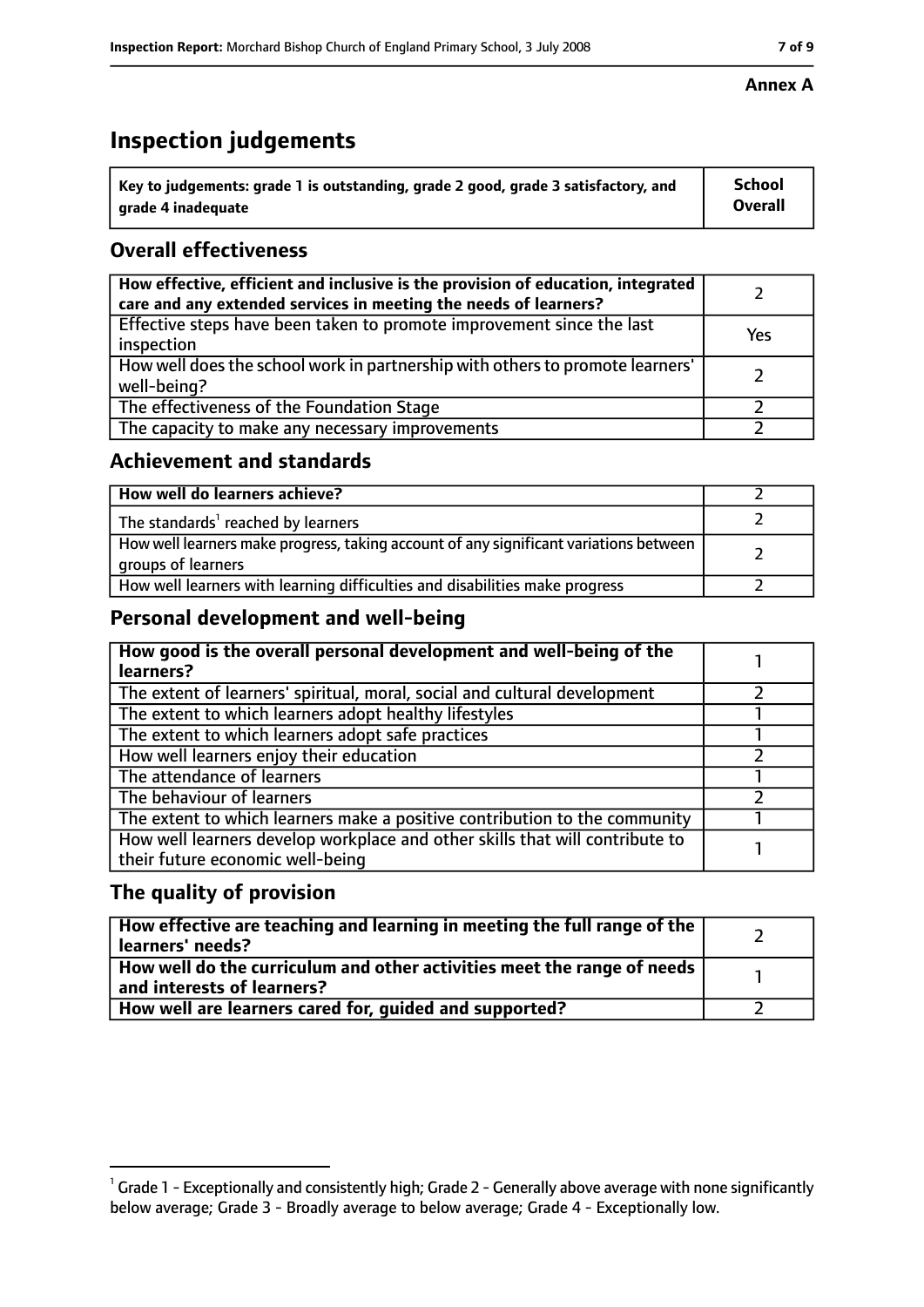**Annex A**

# Inspection judgements

| Key to judgements: grade 1 is outstanding, grade 2 good, grade 3 satisfactory, and grade 4 inadequate | School Overall |
|---|---|

## Overall effectiveness

| | |
|---|---|
| **How effective, efficient and inclusive is the provision of education, integrated care and any extended services in meeting the needs of learners?** | 2 |
| Effective steps have been taken to promote improvement since the last inspection | Yes |
| How well does the school work in partnership with others to promote learners' well-being? | 2 |
| The effectiveness of the Foundation Stage | 2 |
| The capacity to make any necessary improvements | 2 |

## Achievement and standards

| | |
|---|---|
| **How well do learners achieve?** | 2 |
| The standards[1] reached by learners | 2 |
| How well learners make progress, taking account of any significant variations between groups of learners | 2 |
| How well learners with learning difficulties and disabilities make progress | 2 |

## Personal development and well-being

| | |
|---|---|
| **How good is the overall personal development and well-being of the learners?** | 1 |
| The extent of learners' spiritual, moral, social and cultural development | 2 |
| The extent to which learners adopt healthy lifestyles | 1 |
| The extent to which learners adopt safe practices | 1 |
| How well learners enjoy their education | 2 |
| The attendance of learners | 1 |
| The behaviour of learners | 2 |
| The extent to which learners make a positive contribution to the community | 1 |
| How well learners develop workplace and other skills that will contribute to their future economic well-being | 1 |

## The quality of provision

| | |
|---|---|
| **How effective are teaching and learning in meeting the full range of the learners' needs?** | 2 |
| **How well do the curriculum and other activities meet the range of needs and interests of learners?** | 1 |
| **How well are learners cared for, guided and supported?** | 2 |

[1] Grade 1 - Exceptionally and consistently high; Grade 2 - Generally above average with none significantly below average; Grade 3 - Broadly average to below average; Grade 4 - Exceptionally low.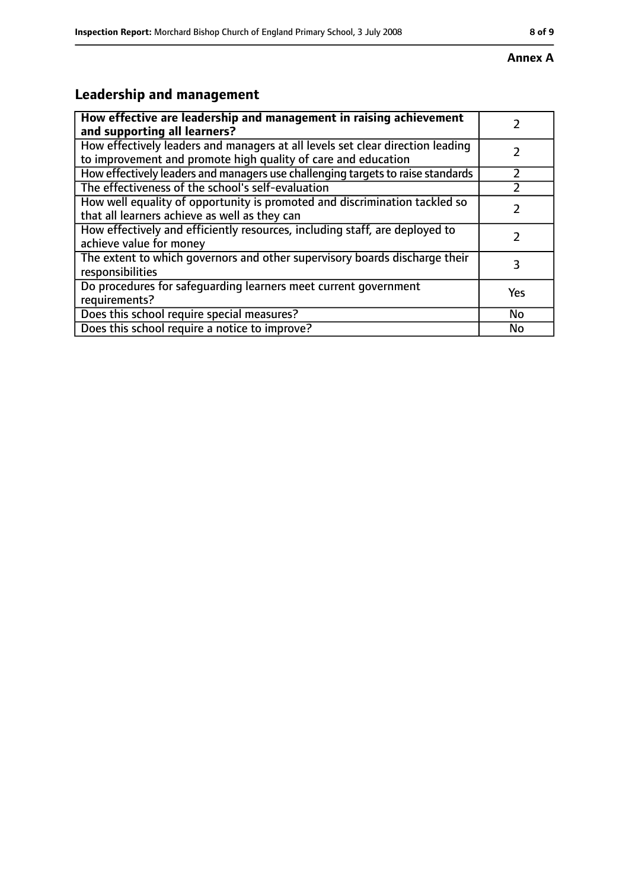**Annex A**

## Leadership and management

| How effective are leadership and management in raising achievement and supporting all learners? | 2 |
|---|---|
| How effectively leaders and managers at all levels set clear direction leading to improvement and promote high quality of care and education | 2 |
| How effectively leaders and managers use challenging targets to raise standards | 2 |
| The effectiveness of the school's self-evaluation | 2 |
| How well equality of opportunity is promoted and discrimination tackled so that all learners achieve as well as they can | 2 |
| How effectively and efficiently resources, including staff, are deployed to achieve value for money | 2 |
| The extent to which governors and other supervisory boards discharge their responsibilities | 3 |
| Do procedures for safeguarding learners meet current government requirements? | Yes |
| Does this school require special measures? | No |
| Does this school require a notice to improve? | No |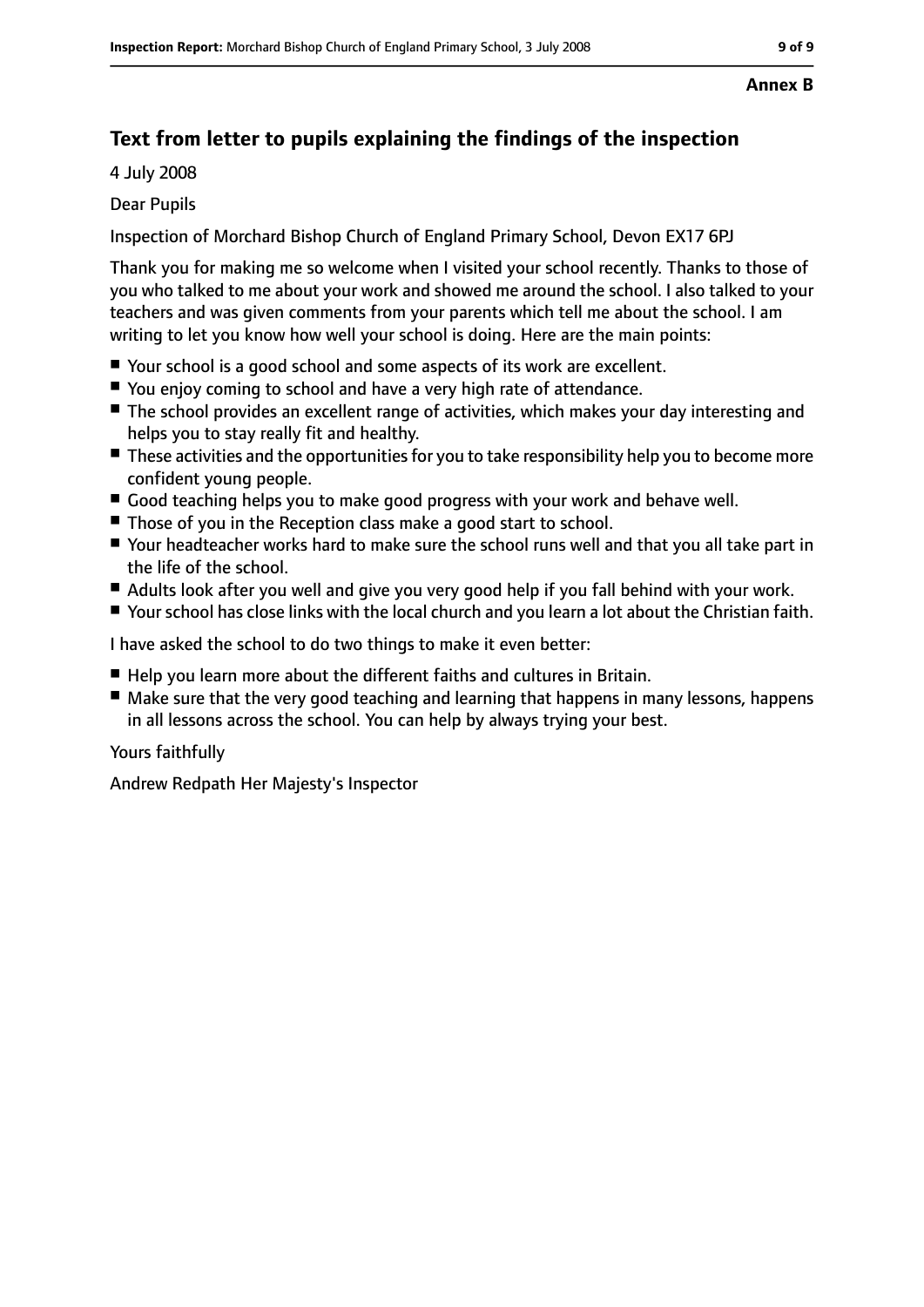**Annex B**

## Text from letter to pupils explaining the findings of the inspection

4 July 2008

Dear Pupils

Inspection of Morchard Bishop Church of England Primary School, Devon EX17 6PJ

Thank you for making me so welcome when I visited your school recently. Thanks to those of you who talked to me about your work and showed me around the school. I also talked to your teachers and was given comments from your parents which tell me about the school. I am writing to let you know how well your school is doing. Here are the main points:

- Your school is a good school and some aspects of its work are excellent.
- You enjoy coming to school and have a very high rate of attendance.
- The school provides an excellent range of activities, which makes your day interesting and helps you to stay really fit and healthy.
- These activities and the opportunities for you to take responsibility help you to become more confident young people.
- Good teaching helps you to make good progress with your work and behave well.
- Those of you in the Reception class make a good start to school.
- Your headteacher works hard to make sure the school runs well and that you all take part in the life of the school.
- Adults look after you well and give you very good help if you fall behind with your work.
- Your school has close links with the local church and you learn a lot about the Christian faith.

I have asked the school to do two things to make it even better:

- Help you learn more about the different faiths and cultures in Britain.
- Make sure that the very good teaching and learning that happens in many lessons, happens in all lessons across the school. You can help by always trying your best.

Yours faithfully

Andrew Redpath Her Majesty's Inspector